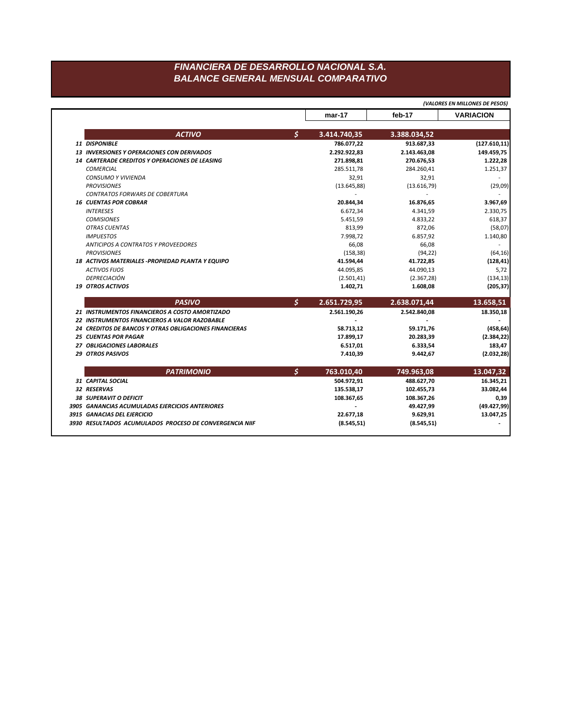# FINANCIERA DE DESARROLLO NACIONAL S.A.
## BALANCE GENERAL MENSUAL COMPARATIVO

*(VALORES EN MILLONES DE PESOS)*

| | | mar-17 | feb-17 | VARIACION |
|---|---|---|---|---|
| ***ACTIVO*** | **$** | **3.414.740,35** | **3.388.034,52** | |
| ***11 DISPONIBLE*** | | **786.077,22** | **913.687,33** | **(127.610,11)** |
| ***13 INVERSIONES Y OPERACIONES CON DERIVADOS*** | | **2.292.922,83** | **2.143.463,08** | **149.459,75** |
| ***14 CARTERADE CREDITOS Y OPERACIONES DE LEASING*** | | **271.898,81** | **270.676,53** | **1.222,28** |
| *COMERCIAL* | | 285.511,78 | 284.260,41 | 1.251,37 |
| *CONSUMO Y VIVIENDA* | | 32,91 | 32,91 | - |
| *PROVISIONES* | | (13.645,88) | (13.616,79) | (29,09) |
| *CONTRATOS FORWARS DE COBERTURA* | | - | - | - |
| ***16 CUENTAS POR COBRAR*** | | **20.844,34** | **16.876,65** | **3.967,69** |
| *INTERESES* | | 6.672,34 | 4.341,59 | 2.330,75 |
| *COMISIONES* | | 5.451,59 | 4.833,22 | 618,37 |
| *OTRAS CUENTAS* | | 813,99 | 872,06 | (58,07) |
| *IMPUESTOS* | | 7.998,72 | 6.857,92 | 1.140,80 |
| *ANTICIPOS A CONTRATOS Y PROVEEDORES* | | 66,08 | 66,08 | - |
| *PROVISIONES* | | (158,38) | (94,22) | (64,16) |
| ***18 ACTIVOS MATERIALES -PROPIEDAD PLANTA Y EQUIPO*** | | **41.594,44** | **41.722,85** | **(128,41)** |
| *ACTIVOS FIJOS* | | 44.095,85 | 44.090,13 | 5,72 |
| *DEPRECIACIÓN* | | (2.501,41) | (2.367,28) | (134,13) |
| ***19 OTROS ACTIVOS*** | | **1.402,71** | **1.608,08** | **(205,37)** |
| ***PASIVO*** | **$** | **2.651.729,95** | **2.638.071,44** | **13.658,51** |
| ***21 INSTRUMENTOS FINANCIEROS A COSTO AMORTIZADO*** | | **2.561.190,26** | **2.542.840,08** | **18.350,18** |
| ***22 INSTRUMENTOS FINANCIEROS A VALOR RAZOBABLE*** | | **-** | **-** | **-** |
| ***24 CREDITOS DE BANCOS Y OTRAS OBLIGACIONES FINANCIERAS*** | | **58.713,12** | **59.171,76** | **(458,64)** |
| ***25 CUENTAS POR PAGAR*** | | **17.899,17** | **20.283,39** | **(2.384,22)** |
| ***27 OBLIGACIONES LABORALES*** | | **6.517,01** | **6.333,54** | **183,47** |
| ***29 OTROS PASIVOS*** | | **7.410,39** | **9.442,67** | **(2.032,28)** |
| ***PATRIMONIO*** | **$** | **763.010,40** | **749.963,08** | **13.047,32** |
| ***31 CAPITAL SOCIAL*** | | **504.972,91** | **488.627,70** | **16.345,21** |
| ***32 RESERVAS*** | | **135.538,17** | **102.455,73** | **33.082,44** |
| ***38 SUPERAVIT O DEFICIT*** | | **108.367,65** | **108.367,26** | **0,39** |
| ***3905 GANANCIAS ACUMULADAS EJERCICIOS ANTERIORES*** | | **-** | **49.427,99** | **(49.427,99)** |
| ***3915 GANACIAS DEL EJERCICIO*** | | **22.677,18** | **9.629,91** | **13.047,25** |
| ***3930 RESULTADOS ACUMULADOS PROCESO DE CONVERGENCIA NIIF*** | | **(8.545,51)** | **(8.545,51)** | **-** |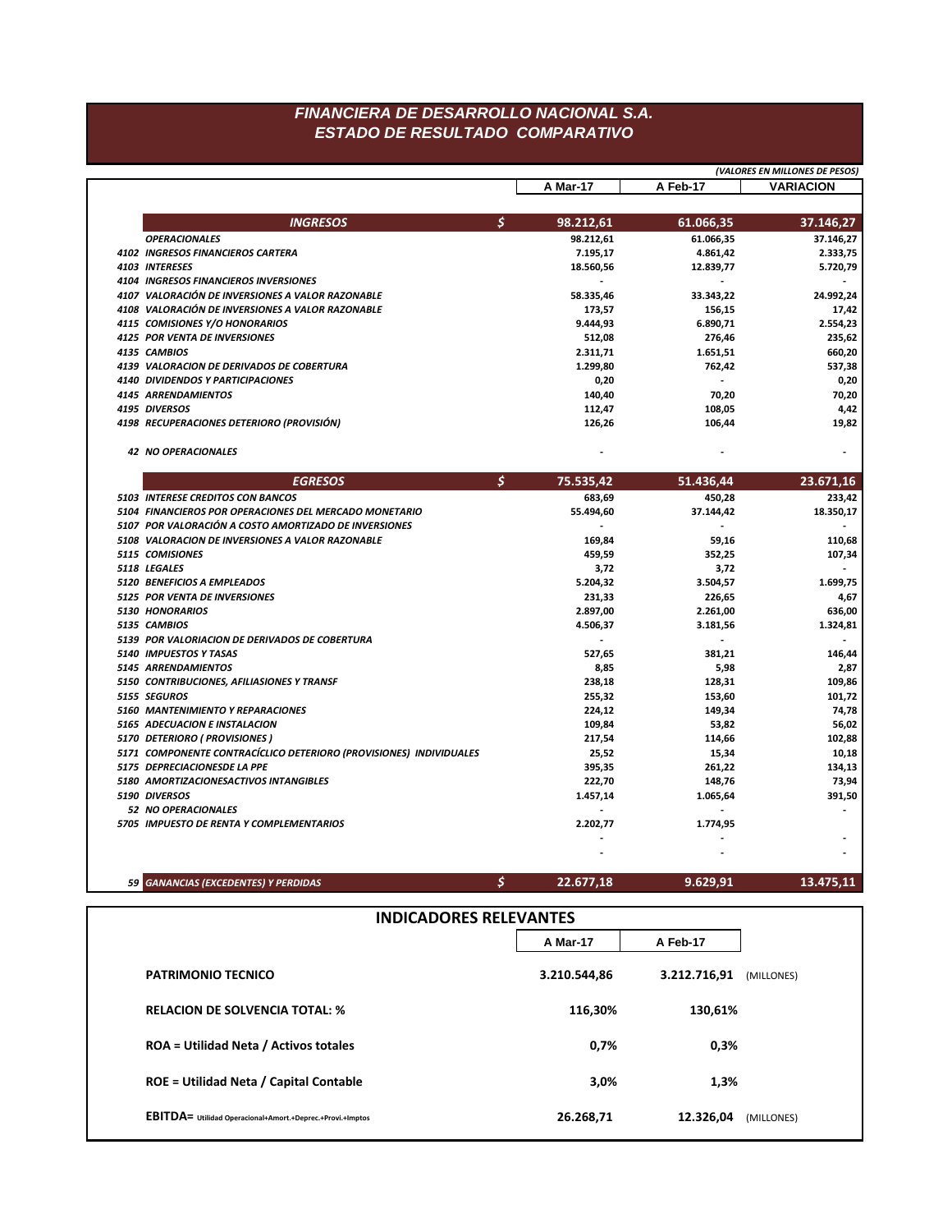# FINANCIERA DE DESARROLLO NACIONAL S.A.
## ESTADO DE RESULTADO COMPARATIVO

*(VALORES EN MILLONES DE PESOS)*

| | | A Mar-17 | A Feb-17 | VARIACION |
|---|---|---|---|---|
| **INGRESOS** | $ | **98.212,61** | **61.066,35** | **37.146,27** |
| *OPERACIONALES* | | 98.212,61 | 61.066,35 | 37.146,27 |
| *4102 INGRESOS FINANCIEROS CARTERA* | | 7.195,17 | 4.861,42 | 2.333,75 |
| *4103 INTERESES* | | 18.560,56 | 12.839,77 | 5.720,79 |
| *4104 INGRESOS FINANCIEROS INVERSIONES* | | - | - | - |
| *4107 VALORACIÓN DE INVERSIONES A VALOR RAZONABLE* | | 58.335,46 | 33.343,22 | 24.992,24 |
| *4108 VALORACIÓN DE INVERSIONES A VALOR RAZONABLE* | | 173,57 | 156,15 | 17,42 |
| *4115 COMISIONES Y/O HONORARIOS* | | 9.444,93 | 6.890,71 | 2.554,23 |
| *4125 POR VENTA DE INVERSIONES* | | 512,08 | 276,46 | 235,62 |
| *4135 CAMBIOS* | | 2.311,71 | 1.651,51 | 660,20 |
| *4139 VALORACION DE DERIVADOS DE COBERTURA* | | 1.299,80 | 762,42 | 537,38 |
| *4140 DIVIDENDOS Y PARTICIPACIONES* | | 0,20 | - | 0,20 |
| *4145 ARRENDAMIENTOS* | | 140,40 | 70,20 | 70,20 |
| *4195 DIVERSOS* | | 112,47 | 108,05 | 4,42 |
| *4198 RECUPERACIONES DETERIORO (PROVISIÓN)* | | 126,26 | 106,44 | 19,82 |
| *42 NO OPERACIONALES* | | - | - | - |
| **EGRESOS** | $ | **75.535,42** | **51.436,44** | **23.671,16** |
| *5103 INTERESE CREDITOS CON BANCOS* | | 683,69 | 450,28 | 233,42 |
| *5104 FINANCIEROS POR OPERACIONES DEL MERCADO MONETARIO* | | 55.494,60 | 37.144,42 | 18.350,17 |
| *5107 POR VALORACIÓN A COSTO AMORTIZADO DE INVERSIONES* | | - | - | - |
| *5108 VALORACION DE INVERSIONES A VALOR RAZONABLE* | | 169,84 | 59,16 | 110,68 |
| *5115 COMISIONES* | | 459,59 | 352,25 | 107,34 |
| *5118 LEGALES* | | 3,72 | 3,72 | - |
| *5120 BENEFICIOS A EMPLEADOS* | | 5.204,32 | 3.504,57 | 1.699,75 |
| *5125 POR VENTA DE INVERSIONES* | | 231,33 | 226,65 | 4,67 |
| *5130 HONORARIOS* | | 2.897,00 | 2.261,00 | 636,00 |
| *5135 CAMBIOS* | | 4.506,37 | 3.181,56 | 1.324,81 |
| *5139 POR VALORIACION DE DERIVADOS DE COBERTURA* | | - | - | - |
| *5140 IMPUESTOS Y TASAS* | | 527,65 | 381,21 | 146,44 |
| *5145 ARRENDAMIENTOS* | | 8,85 | 5,98 | 2,87 |
| *5150 CONTRIBUCIONES, AFILIASIONES Y TRANSF* | | 238,18 | 128,31 | 109,86 |
| *5155 SEGUROS* | | 255,32 | 153,60 | 101,72 |
| *5160 MANTENIMIENTO Y REPARACIONES* | | 224,12 | 149,34 | 74,78 |
| *5165 ADECUACION E INSTALACION* | | 109,84 | 53,82 | 56,02 |
| *5170 DETERIORO ( PROVISIONES )* | | 217,54 | 114,66 | 102,88 |
| *5171 COMPONENTE CONTRACÍCLICO DETERIORO (PROVISIONES) INDIVIDUALES* | | 25,52 | 15,34 | 10,18 |
| *5175 DEPRECIACIONESDE LA PPE* | | 395,35 | 261,22 | 134,13 |
| *5180 AMORTIZACIONESACTIVOS INTANGIBLES* | | 222,70 | 148,76 | 73,94 |
| *5190 DIVERSOS* | | 1.457,14 | 1.065,64 | 391,50 |
| *52 NO OPERACIONALES* | | - | - | - |
| *5705 IMPUESTO DE RENTA Y COMPLEMENTARIOS* | | 2.202,77 | 1.774,95 | |
| | | - | - | - |
| | | - | - | - |
| *59 GANANCIAS (EXCEDENTES) Y PERDIDAS* | $ | **22.677,18** | **9.629,91** | **13.475,11** |

## INDICADORES RELEVANTES

| | A Mar-17 | A Feb-17 | |
|---|---|---|---|
| **PATRIMONIO TECNICO** | 3.210.544,86 | 3.212.716,91 | (MILLONES) |
| **RELACION DE SOLVENCIA TOTAL: %** | 116,30% | 130,61% | |
| **ROA = Utilidad Neta / Activos totales** | 0,7% | 0,3% | |
| **ROE = Utilidad Neta / Capital Contable** | 3,0% | 1,3% | |
| **EBITDA=** Utilidad Operacional+Amort.+Deprec.+Provi.+Imptos | 26.268,71 | 12.326,04 | (MILLONES) |